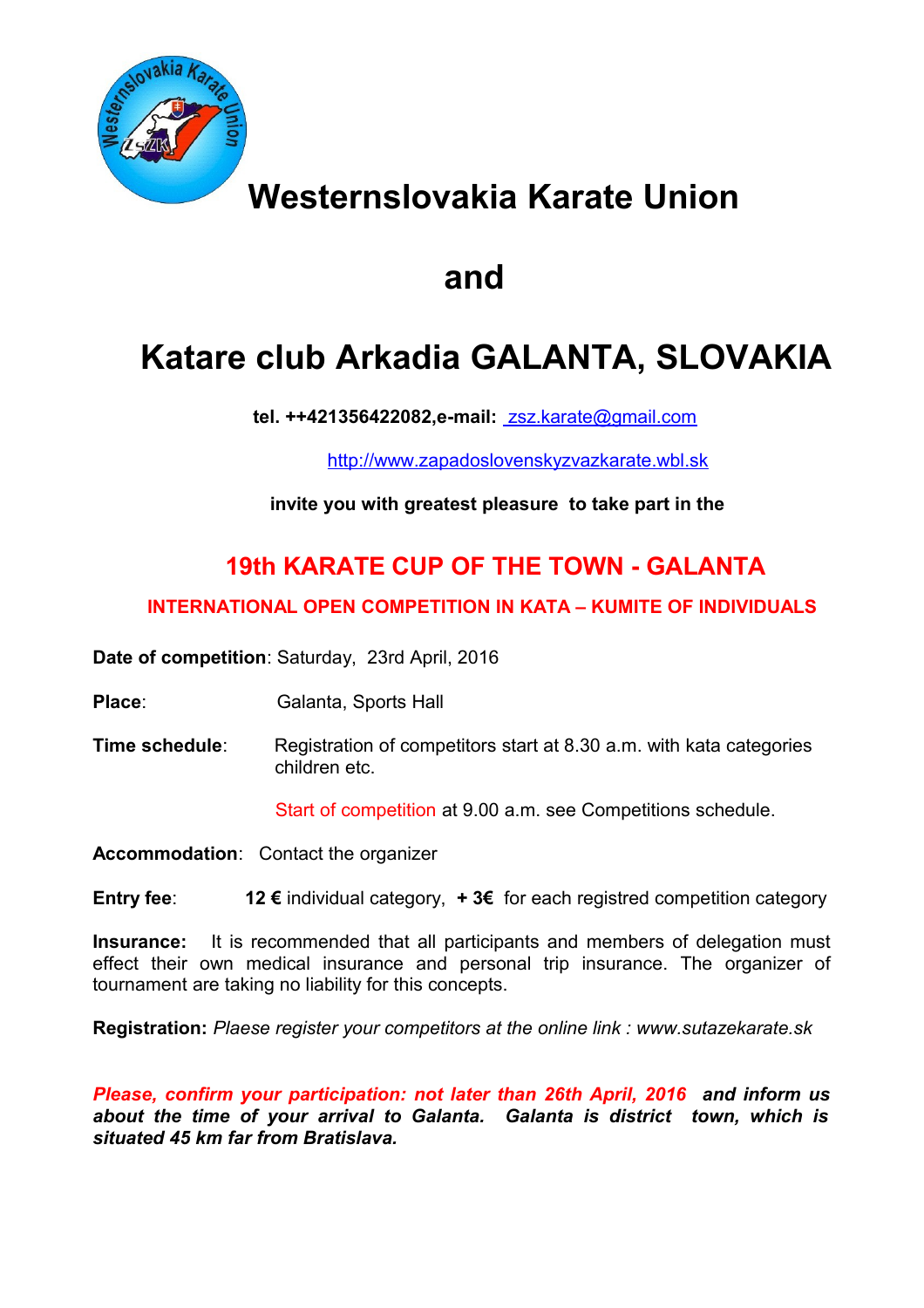# Westernslovakia Karate Union

# and

# Katare club Arkadia GALANTA, SLOVAKIA

**tel. ++421356422082,e-mail:** zsz.karate@gmail.com

http://www.zapadoslovenskyzvazkarate.wbl.sk

**invite you with greatest pleasure to take part in the**

## 19th KARATE CUP OF THE TOWN - GALANTA

### INTERNATIONAL OPEN COMPETITION IN KATA – KUMITE OF INDIVIDUALS

**Date of competition**: Saturday, 23rd April, 2016

**Place**: Galanta, Sports Hall

**Time schedule**: Registration of competitors start at 8.30 a.m. with kata categories children etc.

Start of competition at 9.00 a.m. see Competitions schedule.

**Accommodation**: Contact the organizer

**Entry fee**: **12 €** individual category, **+ 3€** for each registred competition category

**Insurance:** It is recommended that all participants and members of delegation must effect their own medical insurance and personal trip insurance. The organizer of tournament are taking no liability for this concepts.

**Registration:** *Plaese register your competitors at the online link : www.sutazekarate.sk*

***Please, confirm your participation: not later than 26th April, 2016 and inform us about the time of your arrival to Galanta. Galanta is district town, which is situated 45 km far from Bratislava.***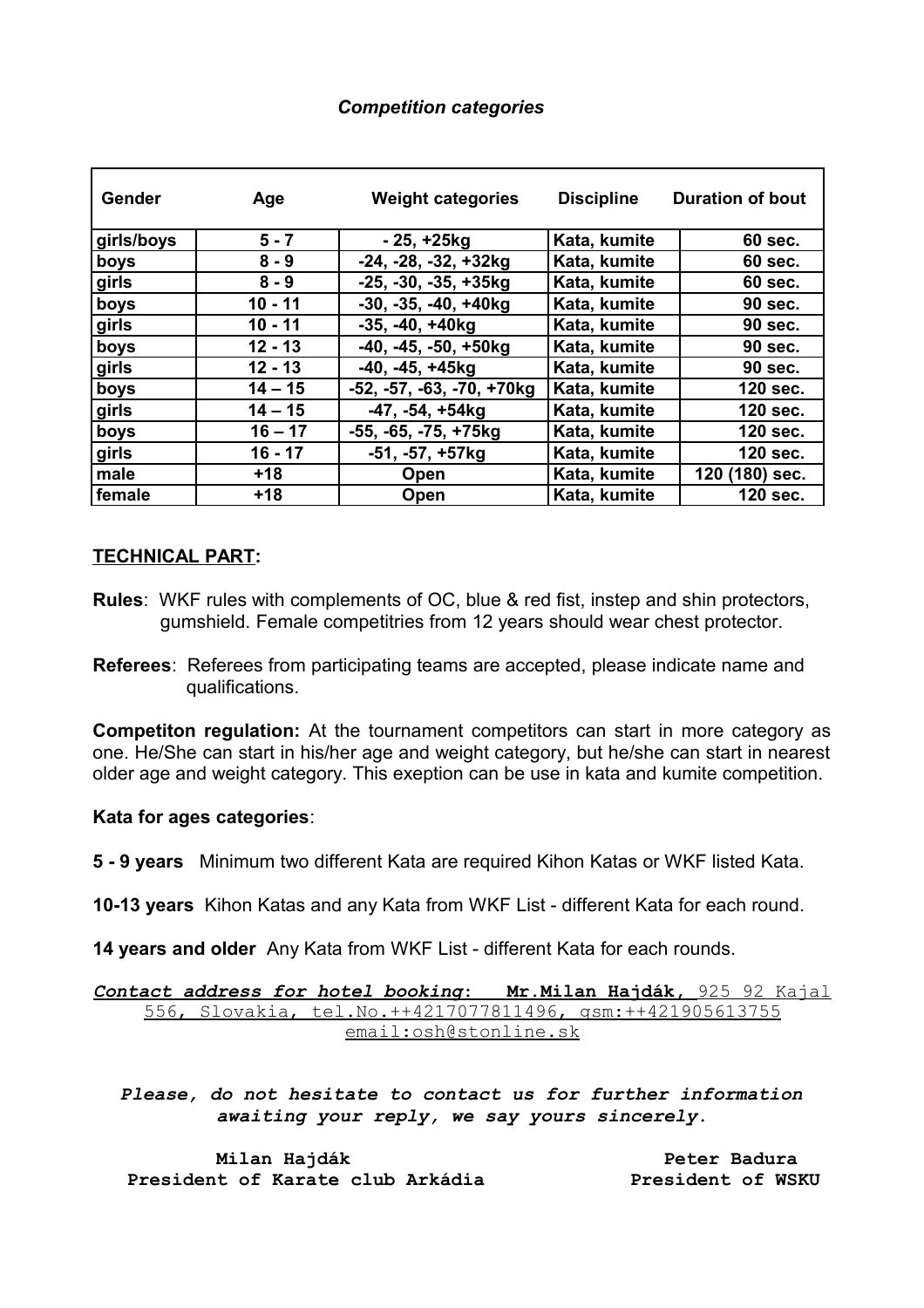### *Competition categories*

| Gender | Age | Weight categories | Discipline | Duration of bout |
|---|---|---|---|---|
| girls/boys | 5 - 7 | - 25, +25kg | Kata, kumite | 60 sec. |
| boys | 8 - 9 | -24, -28, -32, +32kg | Kata, kumite | 60 sec. |
| girls | 8 - 9 | -25, -30, -35, +35kg | Kata, kumite | 60 sec. |
| boys | 10 - 11 | -30, -35, -40, +40kg | Kata, kumite | 90 sec. |
| girls | 10 - 11 | -35, -40, +40kg | Kata, kumite | 90 sec. |
| boys | 12 - 13 | -40, -45, -50, +50kg | Kata, kumite | 90 sec. |
| girls | 12 - 13 | -40, -45, +45kg | Kata, kumite | 90 sec. |
| boys | 14 – 15 | -52, -57, -63, -70, +70kg | Kata, kumite | 120 sec. |
| girls | 14 – 15 | -47, -54, +54kg | Kata, kumite | 120 sec. |
| boys | 16 – 17 | -55, -65, -75, +75kg | Kata, kumite | 120 sec. |
| girls | 16 - 17 | -51, -57, +57kg | Kata, kumite | 120 sec. |
| male | +18 | Open | Kata, kumite | 120 (180) sec. |
| female | +18 | Open | Kata, kumite | 120 sec. |

**TECHNICAL PART:**

**Rules**: WKF rules with complements of OC, blue & red fist, instep and shin protectors, gumshield. Female competitries from 12 years should wear chest protector.

**Referees**: Referees from participating teams are accepted, please indicate name and qualifications.

**Competiton regulation:** At the tournament competitors can start in more category as one. He/She can start in his/her age and weight category, but he/she can start in nearest older age and weight category. This exeption can be use in kata and kumite competition.

**Kata for ages categories**:

**5 - 9 years** Minimum two different Kata are required Kihon Katas or WKF listed Kata.

**10-13 years** Kihon Katas and any Kata from WKF List - different Kata for each round.

**14 years and older** Any Kata from WKF List - different Kata for each rounds.

***Contact address for hotel booking*: Mr.Milan Hajdák**, 925 92 Kajal 556, Slovakia, tel.No.++4217077811496, gsm:++421905613755 email:osh@stonline.sk

***Please, do not hesitate to contact us for further information awaiting your reply, we say yours sincerely.***

**Milan Hajdák**
**President of Karate club Arkádia**

**Peter Badura**
**President of WSKU**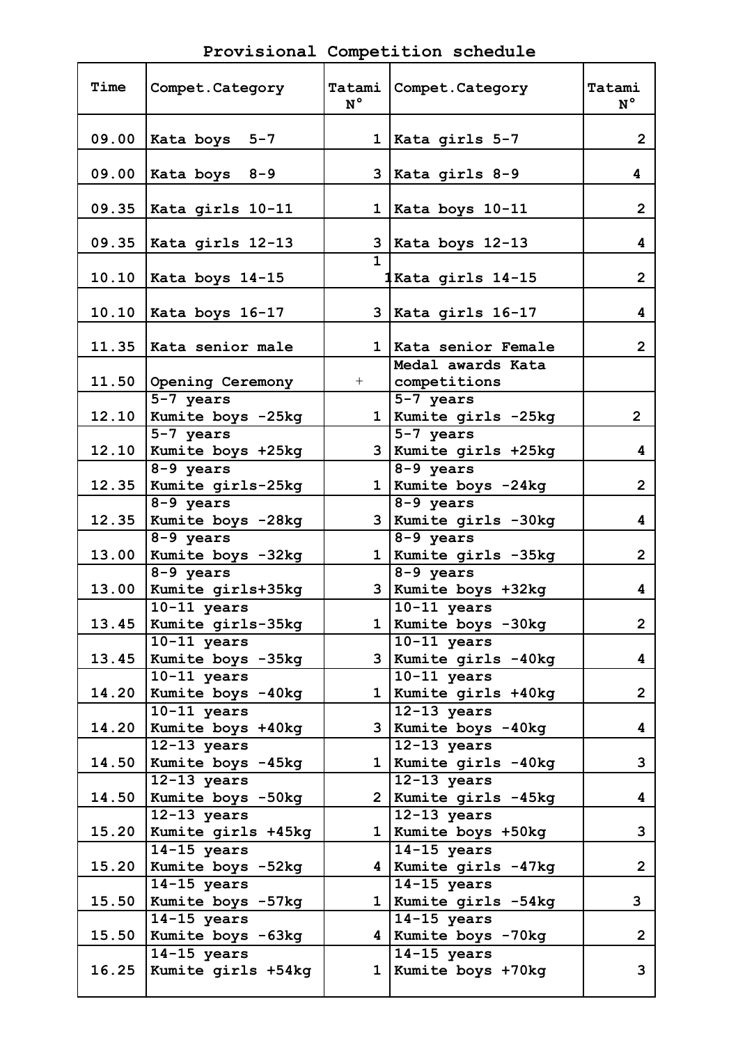# Provisional Competition schedule

| Time | Compet.Category | Tatami N° | Compet.Category | Tatami N° |
|---|---|---|---|---|
| 09.00 | Kata boys 5-7 | 1 | Kata girls 5-7 | 2 |
| 09.00 | Kata boys 8-9 | 3 | Kata girls 8-9 | 4 |
| 09.35 | Kata girls 10-11 | 1 | Kata boys 10-11 | 2 |
| 09.35 | Kata girls 12-13 | 3 | Kata boys 12-13 | 4 |
| 10.10 | Kata boys 14-15 | 1 1 | Kata girls 14-15 | 2 |
| 10.10 | Kata boys 16-17 | 3 | Kata girls 16-17 | 4 |
| 11.35 | Kata senior male | 1 | Kata senior Female | 2 |
| 11.50 | Opening Ceremony | + | Medal awards Kata competitions | |
| 12.10 | 5-7 years Kumite boys -25kg | 1 | 5-7 years Kumite girls -25kg | 2 |
| 12.10 | 5-7 years Kumite boys +25kg | 3 | 5-7 years Kumite girls +25kg | 4 |
| 12.35 | 8-9 years Kumite girls-25kg | 1 | 8-9 years Kumite boys -24kg | 2 |
| 12.35 | 8-9 years Kumite boys -28kg | 3 | 8-9 years Kumite girls -30kg | 4 |
| 13.00 | 8-9 years Kumite boys -32kg | 1 | 8-9 years Kumite girls -35kg | 2 |
| 13.00 | 8-9 years Kumite girls+35kg | 3 | 8-9 years Kumite boys +32kg | 4 |
| 13.45 | 10-11 years Kumite girls-35kg | 1 | 10-11 years Kumite boys -30kg | 2 |
| 13.45 | 10-11 years Kumite boys -35kg | 3 | 10-11 years Kumite girls -40kg | 4 |
| 14.20 | 10-11 years Kumite boys -40kg | 1 | 10-11 years Kumite girls +40kg | 2 |
| 14.20 | 10-11 years Kumite boys +40kg | 3 | 12-13 years Kumite boys -40kg | 4 |
| 14.50 | 12-13 years Kumite boys -45kg | 1 | 12-13 years Kumite girls -40kg | 3 |
| 14.50 | 12-13 years Kumite boys -50kg | 2 | 12-13 years Kumite girls -45kg | 4 |
| 15.20 | 12-13 years Kumite girls +45kg | 1 | 12-13 years Kumite boys +50kg | 3 |
| 15.20 | 14-15 years Kumite boys -52kg | 4 | 14-15 years Kumite girls -47kg | 2 |
| 15.50 | 14-15 years Kumite boys -57kg | 1 | 14-15 years Kumite girls -54kg | 3 |
| 15.50 | 14-15 years Kumite boys -63kg | 4 | 14-15 years Kumite boys -70kg | 2 |
| 16.25 | 14-15 years Kumite girls +54kg | 1 | 14-15 years Kumite boys +70kg | 3 |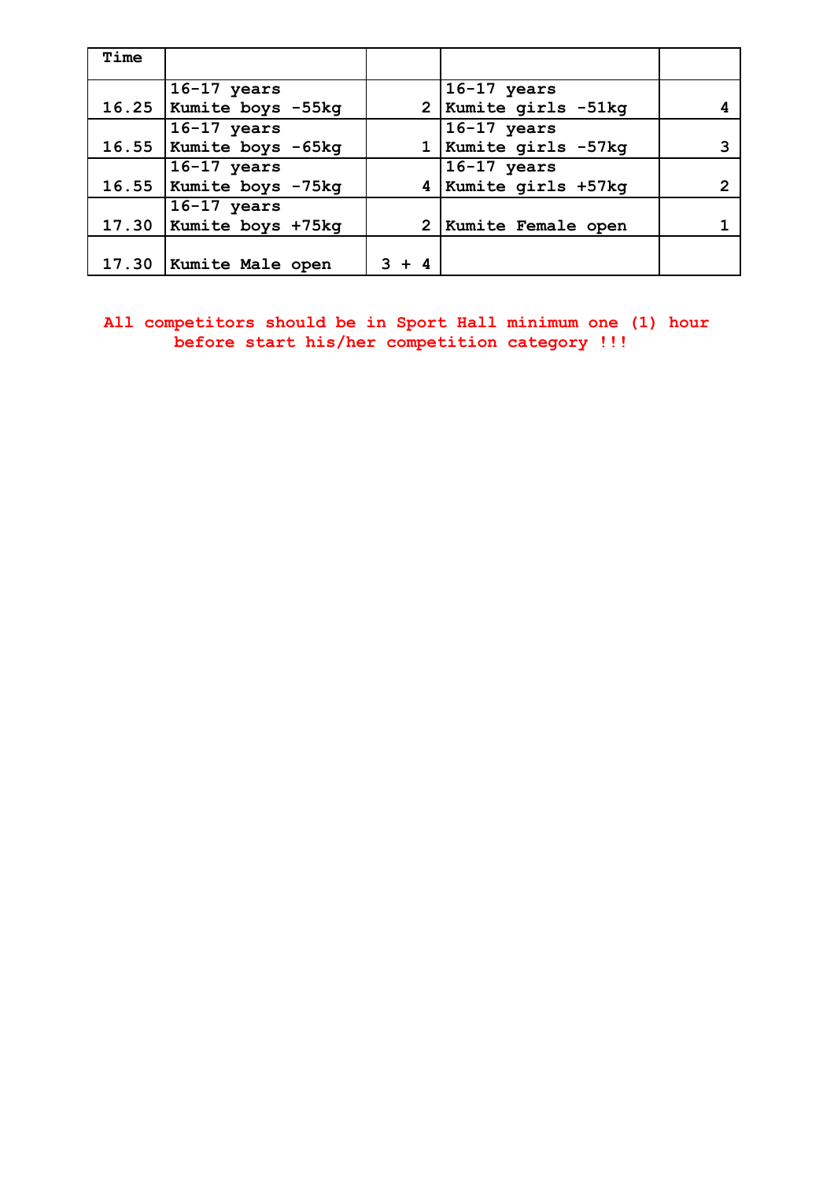| Time | | | | |
|---|---|---|---|---|
| 16.25 | 16-17 years Kumite boys -55kg | 2 | 16-17 years Kumite girls -51kg | 4 |
| 16.55 | 16-17 years Kumite boys -65kg | 1 | 16-17 years Kumite girls -57kg | 3 |
| 16.55 | 16-17 years Kumite boys -75kg | 4 | 16-17 years Kumite girls +57kg | 2 |
| 17.30 | 16-17 years Kumite boys +75kg | 2 | Kumite Female open | 1 |
| 17.30 | Kumite Male open | 3 + 4 | | |

**All competitors should be in Sport Hall minimum one (1) hour before start his/her competition category !!!**